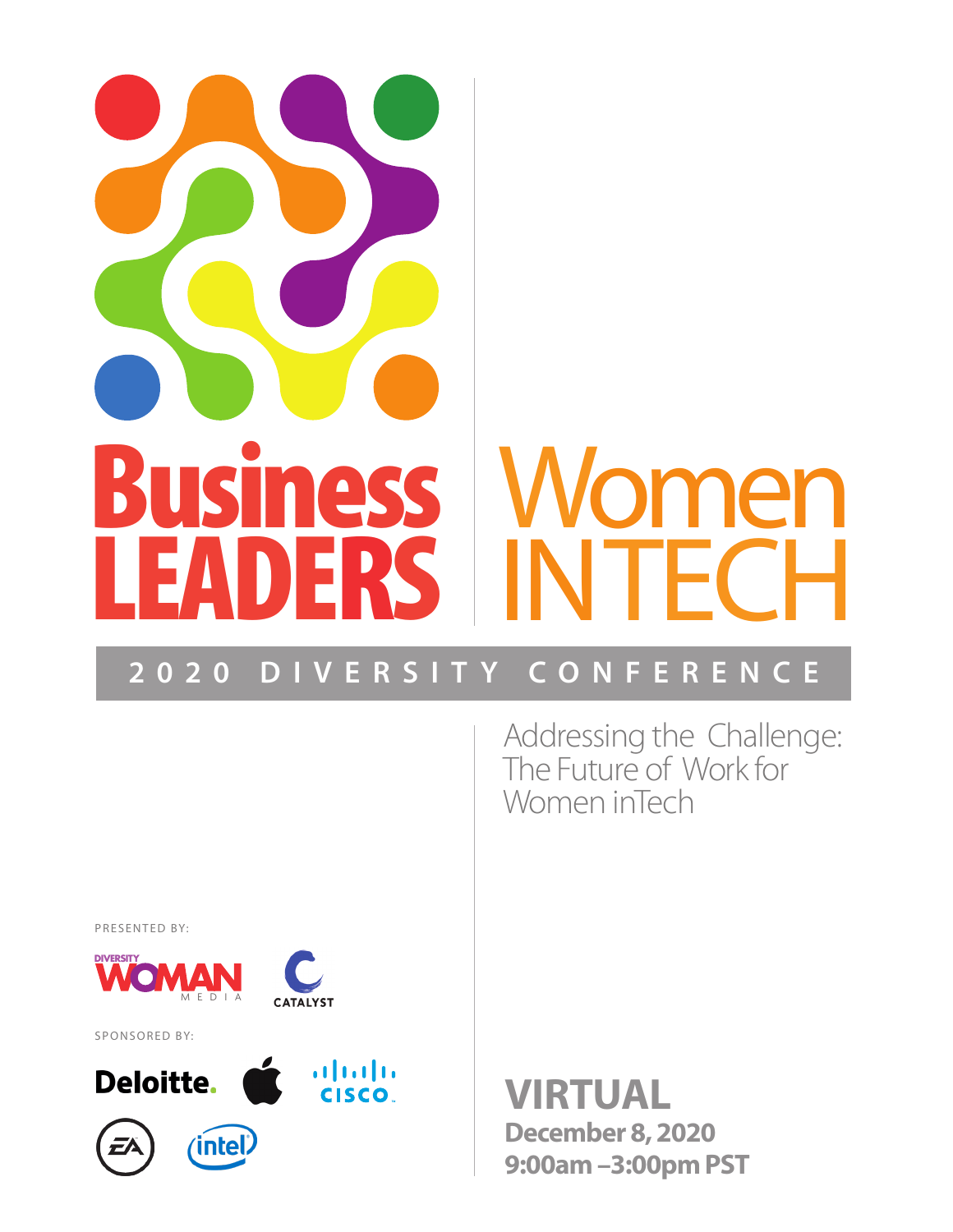# Business LEADERS | Women IN TECH

## 2020 DIVERSITY CONFERENCE

Addressing the Challenge: The Future of Work for Women inTech

PRESENTED BY:

DIVERSITY WOMAN MEDIA

CATALYST

SPONSORED BY:

Deloitte.

cisco

EA

intel

**VIRTUAL**

**December 8, 2020**

**9:00am –3:00pm PST**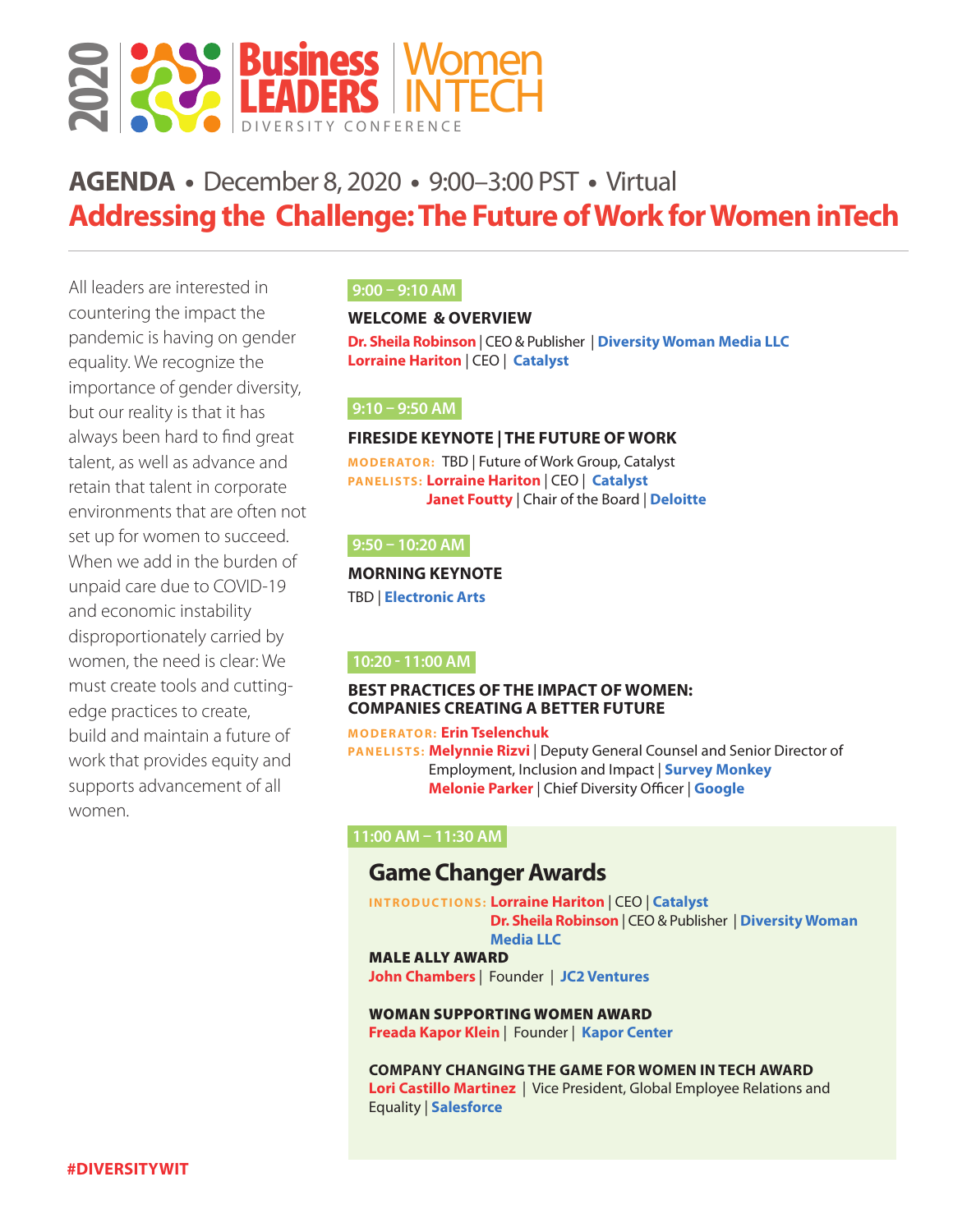# 2020 Business LEADERS | Women IN TECH

DIVERSITY CONFERENCE

## AGENDA • December 8, 2020 • 9:00–3:00 PST • Virtual

## Addressing the Challenge: The Future of Work for Women inTech

All leaders are interested in countering the impact the pandemic is having on gender equality. We recognize the importance of gender diversity, but our reality is that it has always been hard to find great talent, as well as advance and retain that talent in corporate environments that are often not set up for women to succeed. When we add in the burden of unpaid care due to COVID-19 and economic instability disproportionately carried by women, the need is clear: We must create tools and cutting-edge practices to create, build and maintain a future of work that provides equity and supports advancement of all women.

**9:00 – 9:10 AM**

**WELCOME & OVERVIEW**

**Dr. Sheila Robinson** | CEO & Publisher | **Diversity Woman Media LLC**
**Lorraine Hariton** | CEO | **Catalyst**

**9:10 – 9:50 AM**

**FIRESIDE KEYNOTE | THE FUTURE OF WORK**

MODERATOR: TBD | Future of Work Group, Catalyst
PANELISTS: **Lorraine Hariton** | CEO | **Catalyst**
**Janet Foutty** | Chair of the Board | **Deloitte**

**9:50 – 10:20 AM**

**MORNING KEYNOTE**

TBD | **Electronic Arts**

**10:20 - 11:00 AM**

**BEST PRACTICES OF THE IMPACT OF WOMEN: COMPANIES CREATING A BETTER FUTURE**

MODERATOR: **Erin Tselenchuk**
PANELISTS: **Melynnie Rizvi** | Deputy General Counsel and Senior Director of Employment, Inclusion and Impact | **Survey Monkey**
**Melonie Parker** | Chief Diversity Officer | **Google**

**11:00 AM – 11:30 AM**

### Game Changer Awards

INTRODUCTIONS: **Lorraine Hariton** | CEO | **Catalyst**
**Dr. Sheila Robinson** | CEO & Publisher | **Diversity Woman Media LLC**

**MALE ALLY AWARD**
**John Chambers** | Founder | **JC2 Ventures**

**WOMAN SUPPORTING WOMEN AWARD**
**Freada Kapor Klein** | Founder | **Kapor Center**

**COMPANY CHANGING THE GAME FOR WOMEN IN TECH AWARD**
**Lori Castillo Martinez** | Vice President, Global Employee Relations and Equality | **Salesforce**

#DIVERSITYWIT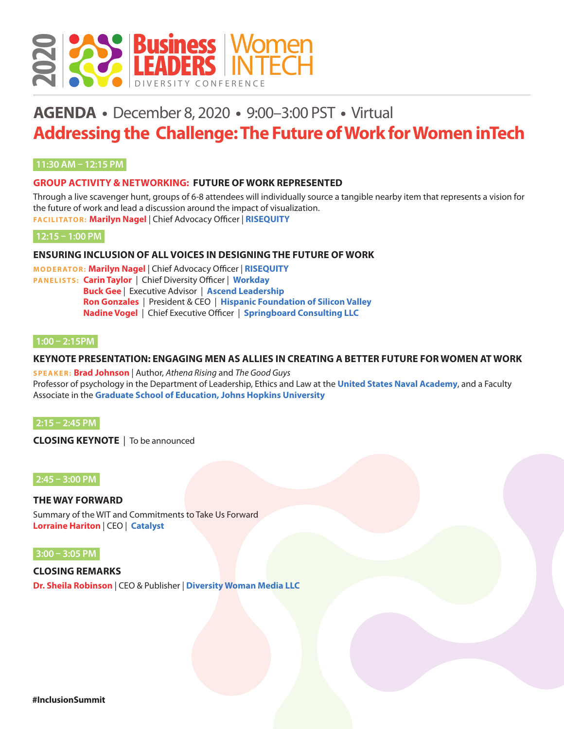# 2020 Business LEADERS Diversity Conference | Women IN TECH

## AGENDA • December 8, 2020 • 9:00–3:00 PST • Virtual

## Addressing the Challenge: The Future of Work for Women inTech

**11:30 AM – 12:15 PM**

### GROUP ACTIVITY & NETWORKING: FUTURE OF WORK REPRESENTED

Through a live scavenger hunt, groups of 6-8 attendees will individually source a tangible nearby item that represents a vision for the future of work and lead a discussion around the impact of visualization.

**FACILITATOR:** **Marilyn Nagel** | Chief Advocacy Officer | **RISEQUITY**

**12:15 – 1:00 PM**

### ENSURING INCLUSION OF ALL VOICES IN DESIGNING THE FUTURE OF WORK

**MODERATOR:** **Marilyn Nagel** | Chief Advocacy Officer | **RISEQUITY**

**PANELISTS:** **Carin Taylor** | Chief Diversity Officer | **Workday**
**Buck Gee** | Executive Advisor | **Ascend Leadership**
**Ron Gonzales** | President & CEO | **Hispanic Foundation of Silicon Valley**
**Nadine Vogel** | Chief Executive Officer | **Springboard Consulting LLC**

**1:00 – 2:15PM**

### KEYNOTE PRESENTATION: ENGAGING MEN AS ALLIES IN CREATING A BETTER FUTURE FOR WOMEN AT WORK

**SPEAKER:** **Brad Johnson** | Author, *Athena Rising* and *The Good Guys*
Professor of psychology in the Department of Leadership, Ethics and Law at the **United States Naval Academy**, and a Faculty Associate in the **Graduate School of Education, Johns Hopkins University**

**2:15 – 2:45 PM**

**CLOSING KEYNOTE** | To be announced

**2:45 – 3:00 PM**

### THE WAY FORWARD

Summary of the WIT and Commitments to Take Us Forward
**Lorraine Hariton** | CEO | **Catalyst**

**3:00 – 3:05 PM**

### CLOSING REMARKS

**Dr. Sheila Robinson** | CEO & Publisher | **Diversity Woman Media LLC**

**#InclusionSummit**